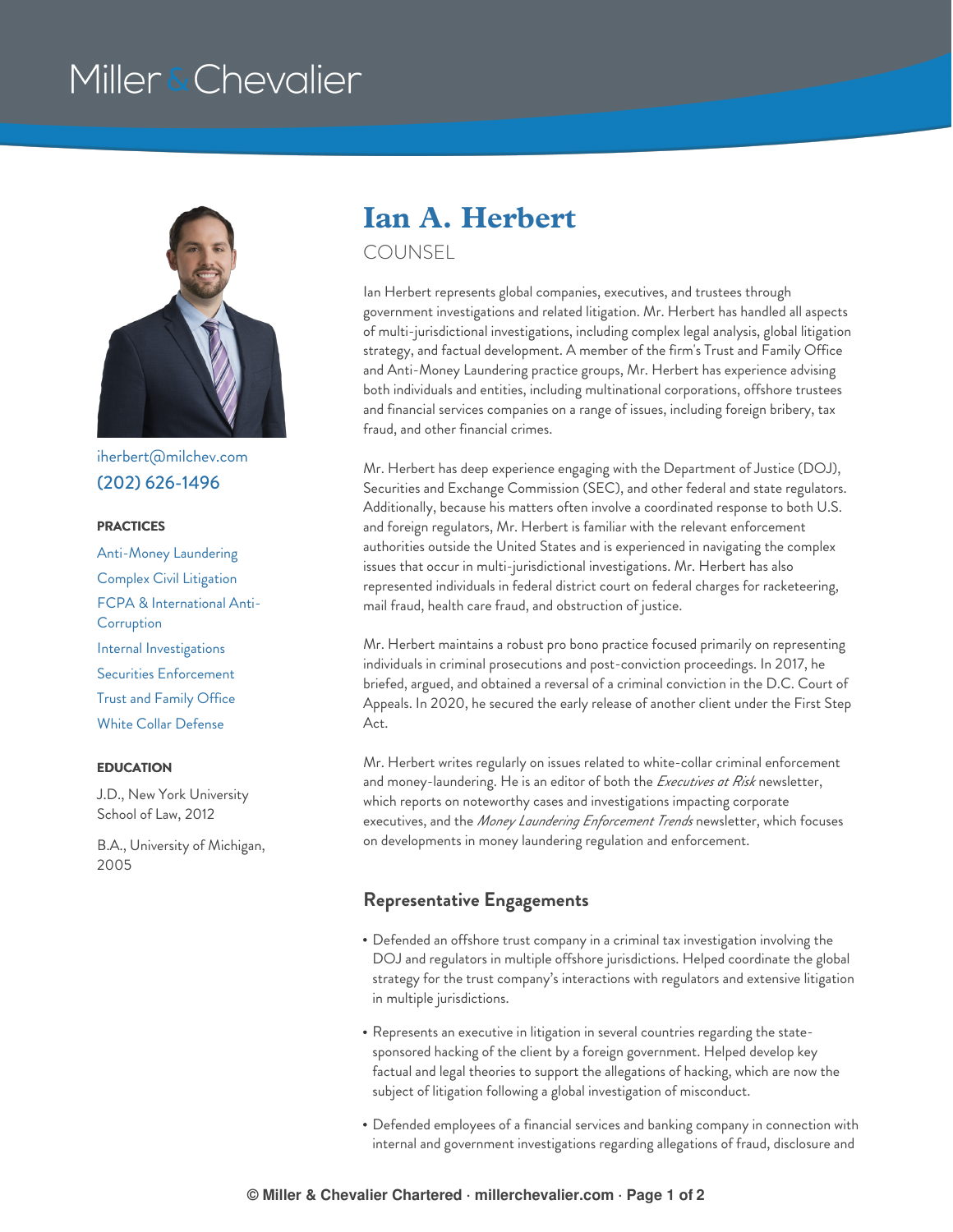Miller & Chevalier

# Ian A. Herbert

COUNSEL

iherbert@milchev.com
(202) 626-1496

**PRACTICES**

- Anti-Money Laundering
- Complex Civil Litigation
- FCPA & International Anti-Corruption
- Internal Investigations
- Securities Enforcement
- Trust and Family Office
- White Collar Defense

**EDUCATION**

J.D., New York University School of Law, 2012

B.A., University of Michigan, 2005

Ian Herbert represents global companies, executives, and trustees through government investigations and related litigation. Mr. Herbert has handled all aspects of multi-jurisdictional investigations, including complex legal analysis, global litigation strategy, and factual development. A member of the firm's Trust and Family Office and Anti-Money Laundering practice groups, Mr. Herbert has experience advising both individuals and entities, including multinational corporations, offshore trustees and financial services companies on a range of issues, including foreign bribery, tax fraud, and other financial crimes.

Mr. Herbert has deep experience engaging with the Department of Justice (DOJ), Securities and Exchange Commission (SEC), and other federal and state regulators. Additionally, because his matters often involve a coordinated response to both U.S. and foreign regulators, Mr. Herbert is familiar with the relevant enforcement authorities outside the United States and is experienced in navigating the complex issues that occur in multi-jurisdictional investigations. Mr. Herbert has also represented individuals in federal district court on federal charges for racketeering, mail fraud, health care fraud, and obstruction of justice.

Mr. Herbert maintains a robust pro bono practice focused primarily on representing individuals in criminal prosecutions and post-conviction proceedings. In 2017, he briefed, argued, and obtained a reversal of a criminal conviction in the D.C. Court of Appeals. In 2020, he secured the early release of another client under the First Step Act.

Mr. Herbert writes regularly on issues related to white-collar criminal enforcement and money-laundering. He is an editor of both the *Executives at Risk* newsletter, which reports on noteworthy cases and investigations impacting corporate executives, and the *Money Laundering Enforcement Trends* newsletter, which focuses on developments in money laundering regulation and enforcement.

## Representative Engagements

- Defended an offshore trust company in a criminal tax investigation involving the DOJ and regulators in multiple offshore jurisdictions. Helped coordinate the global strategy for the trust company's interactions with regulators and extensive litigation in multiple jurisdictions.
- Represents an executive in litigation in several countries regarding the state-sponsored hacking of the client by a foreign government. Helped develop key factual and legal theories to support the allegations of hacking, which are now the subject of litigation following a global investigation of misconduct.
- Defended employees of a financial services and banking company in connection with internal and government investigations regarding allegations of fraud, disclosure and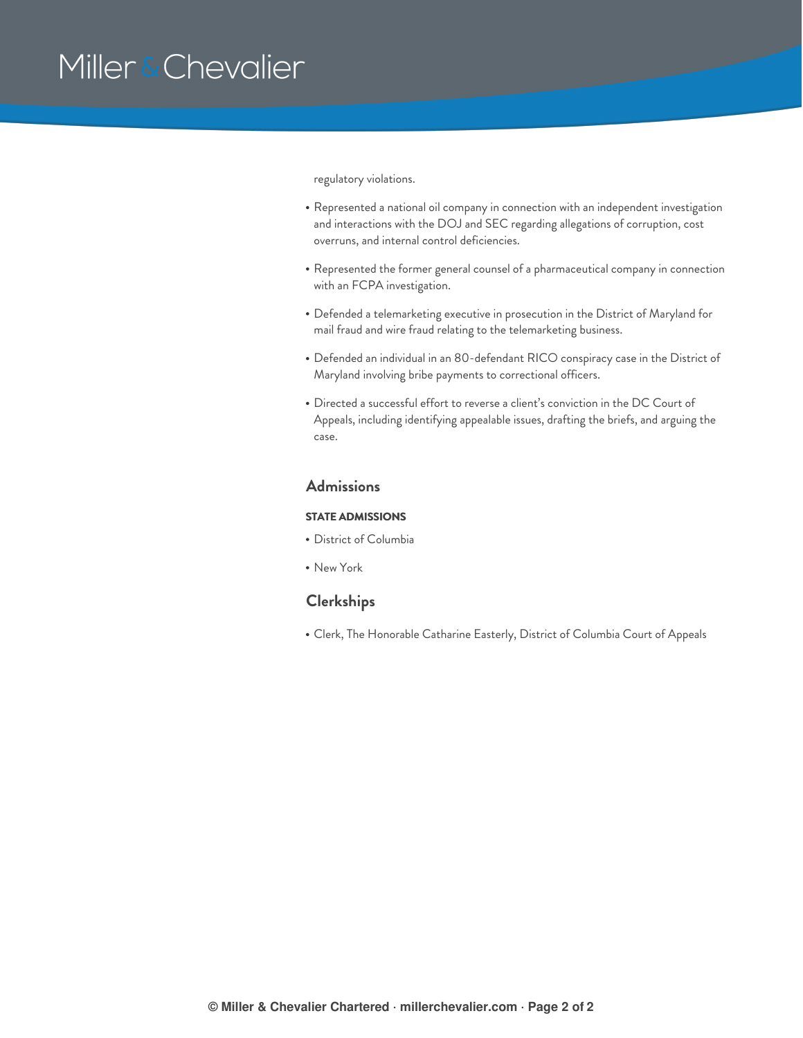regulatory violations.

- Represented a national oil company in connection with an independent investigation and interactions with the DOJ and SEC regarding allegations of corruption, cost overruns, and internal control deficiencies.
- Represented the former general counsel of a pharmaceutical company in connection with an FCPA investigation.
- Defended a telemarketing executive in prosecution in the District of Maryland for mail fraud and wire fraud relating to the telemarketing business.
- Defended an individual in an 80-defendant RICO conspiracy case in the District of Maryland involving bribe payments to correctional officers.
- Directed a successful effort to reverse a client's conviction in the DC Court of Appeals, including identifying appealable issues, drafting the briefs, and arguing the case.

## Admissions

**STATE ADMISSIONS**

- District of Columbia
- New York

## Clerkships

- Clerk, The Honorable Catharine Easterly, District of Columbia Court of Appeals